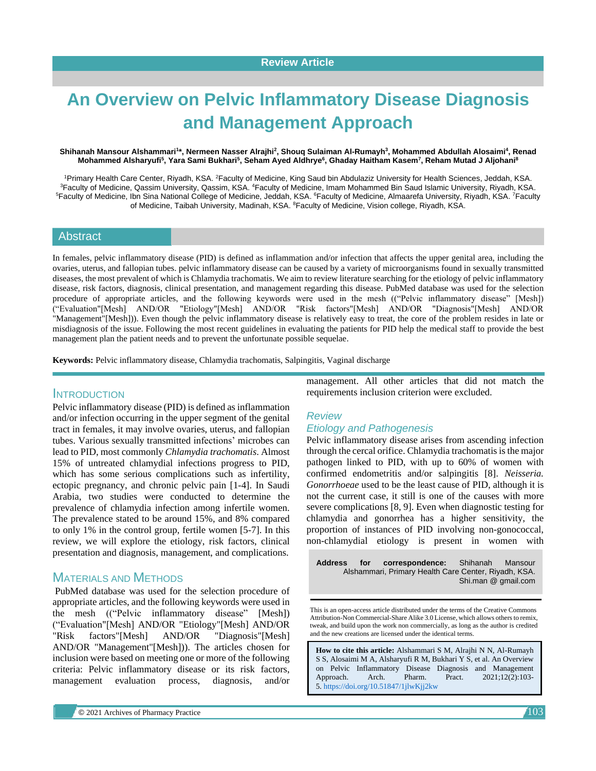Review Article

# An Overview on Pelvic Inflammatory Disease Diagnosis and Management Approach

**Shihanah Mansour Alshammari[1]*, Nermeen Nasser Alrajhi[2], Shouq Sulaiman Al-Rumayh[3], Mohammed Abdullah Alosaimi[4], Renad Mohammed Alsharyufi[5], Yara Sami Bukhari[5], Seham Ayed Aldhrye[6], Ghaday Haitham Kasem[7], Reham Mutad J Aljohani[8]**

[1]Primary Health Care Center, Riyadh, KSA. [2]Faculty of Medicine, King Saud bin Abdulaziz University for Health Sciences, Jeddah, KSA. [3]Faculty of Medicine, Qassim University, Qassim, KSA. [4]Faculty of Medicine, Imam Mohammed Bin Saud Islamic University, Riyadh, KSA. [5]Faculty of Medicine, Ibn Sina National College of Medicine, Jeddah, KSA. [6]Faculty of Medicine, Almaarefa University, Riyadh, KSA. [7]Faculty of Medicine, Taibah University, Madinah, KSA. [8]Faculty of Medicine, Vision college, Riyadh, KSA.

## Abstract

In females, pelvic inflammatory disease (PID) is defined as inflammation and/or infection that affects the upper genital area, including the ovaries, uterus, and fallopian tubes. pelvic inflammatory disease can be caused by a variety of microorganisms found in sexually transmitted diseases, the most prevalent of which is Chlamydia trachomatis. We aim to review literature searching for the etiology of pelvic inflammatory disease, risk factors, diagnosis, clinical presentation, and management regarding this disease. PubMed database was used for the selection procedure of appropriate articles, and the following keywords were used in the mesh (("Pelvic inflammatory disease" [Mesh]) ("Evaluation"[Mesh] AND/OR "Etiology"[Mesh] AND/OR "Risk factors"[Mesh] AND/OR "Diagnosis"[Mesh] AND/OR "Management"[Mesh])). Even though the pelvic inflammatory disease is relatively easy to treat, the core of the problem resides in late or misdiagnosis of the issue. Following the most recent guidelines in evaluating the patients for PID help the medical staff to provide the best management plan the patient needs and to prevent the unfortunate possible sequelae.

**Keywords:** Pelvic inflammatory disease, Chlamydia trachomatis, Salpingitis, Vaginal discharge

## Introduction

Pelvic inflammatory disease (PID) is defined as inflammation and/or infection occurring in the upper segment of the genital tract in females, it may involve ovaries, uterus, and fallopian tubes. Various sexually transmitted infections' microbes can lead to PID, most commonly *Chlamydia trachomatis*. Almost 15% of untreated chlamydial infections progress to PID, which has some serious complications such as infertility, ectopic pregnancy, and chronic pelvic pain [1-4]. In Saudi Arabia, two studies were conducted to determine the prevalence of chlamydia infection among infertile women. The prevalence stated to be around 15%, and 8% compared to only 1% in the control group, fertile women [5-7]. In this review, we will explore the etiology, risk factors, clinical presentation and diagnosis, management, and complications.

## Materials and Methods

PubMed database was used for the selection procedure of appropriate articles, and the following keywords were used in the mesh (("Pelvic inflammatory disease" [Mesh]) ("Evaluation"[Mesh] AND/OR "Etiology"[Mesh] AND/OR "Risk factors"[Mesh] AND/OR "Diagnosis"[Mesh] AND/OR "Management"[Mesh])). The articles chosen for inclusion were based on meeting one or more of the following criteria: Pelvic inflammatory disease or its risk factors, management evaluation process, diagnosis, and/or management. All other articles that did not match the requirements inclusion criterion were excluded.

## Review

### Etiology and Pathogenesis

Pelvic inflammatory disease arises from ascending infection through the cercal orifice. Chlamydia trachomatis is the major pathogen linked to PID, with up to 60% of women with confirmed endometritis and/or salpingitis [8]. *Neisseria. Gonorrhoeae* used to be the least cause of PID, although it is not the current case, it still is one of the causes with more severe complications [8, 9]. Even when diagnostic testing for chlamydia and gonorrhea has a higher sensitivity, the proportion of instances of PID involving non-gonococcal, non-chlamydial etiology is present in women with

**Address for correspondence:** Shihanah Mansour Alshammari, Primary Health Care Center, Riyadh, KSA. Shi.man @ gmail.com

This is an open-access article distributed under the terms of the Creative Commons Attribution-Non Commercial-Share Alike 3.0 License, which allows others to remix, tweak, and build upon the work non commercially, as long as the author is credited and the new creations are licensed under the identical terms.

**How to cite this article:** Alshammari S M, Alrajhi N N, Al-Rumayh S S, Alosaimi M A, Alsharyufi R M, Bukhari Y S, et al. An Overview on Pelvic Inflammatory Disease Diagnosis and Management Approach. Arch. Pharm. Pract. 2021;12(2):103-5. https://doi.org/10.51847/1jlwKjj2kw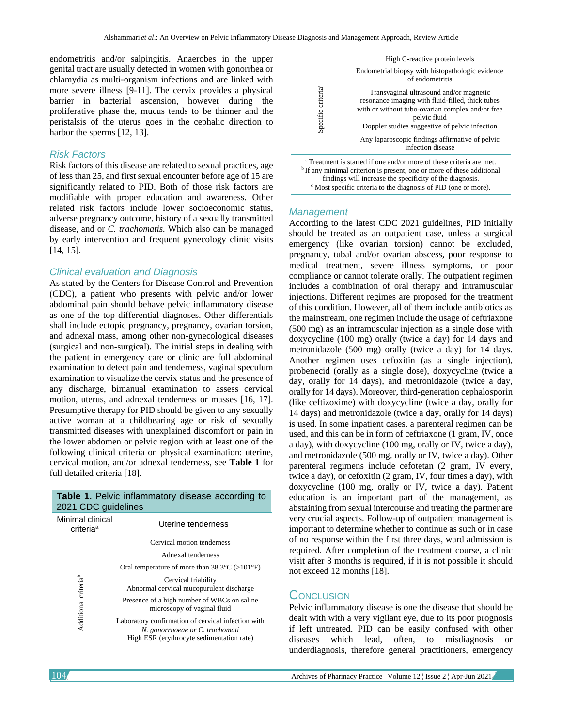endometritis and/or salpingitis. Anaerobes in the upper genital tract are usually detected in women with gonorrhea or chlamydia as multi-organism infections and are linked with more severe illness [9-11]. The cervix provides a physical barrier in bacterial ascension, however during the proliferative phase the, mucus tends to be thinner and the peristalsis of the uterus goes in the cephalic direction to harbor the sperms [12, 13].

### Risk Factors

Risk factors of this disease are related to sexual practices, age of less than 25, and first sexual encounter before age of 15 are significantly related to PID. Both of those risk factors are modifiable with proper education and awareness. Other related risk factors include lower socioeconomic status, adverse pregnancy outcome, history of a sexually transmitted disease, and or *C. trachomatis.* Which also can be managed by early intervention and frequent gynecology clinic visits [14, 15].

### Clinical evaluation and Diagnosis

As stated by the Centers for Disease Control and Prevention (CDC), a patient who presents with pelvic and/or lower abdominal pain should behave pelvic inflammatory disease as one of the top differential diagnoses. Other differentials shall include ectopic pregnancy, pregnancy, ovarian torsion, and adnexal mass, among other non-gynecological diseases (surgical and non-surgical). The initial steps in dealing with the patient in emergency care or clinic are full abdominal examination to detect pain and tenderness, vaginal speculum examination to visualize the cervix status and the presence of any discharge, bimanual examination to assess cervical motion, uterus, and adnexal tenderness or masses [16, 17]. Presumptive therapy for PID should be given to any sexually active woman at a childbearing age or risk of sexually transmitted diseases with unexplained discomfort or pain in the lower abdomen or pelvic region with at least one of the following clinical criteria on physical examination: uterine, cervical motion, and/or adnexal tenderness, see **Table 1** for full detailed criteria [18].

**Table 1.** Pelvic inflammatory disease according to 2021 CDC guidelines

| Criteria | |
|---|---|
| Minimal clinical criteria[a] | Uterine tenderness |
| | Cervical motion tenderness |
| | Adnexal tenderness |
| Additional criteria[b] | Oral temperature of more than 38.3°C (>101°F) |
| | Cervical friability<br>Abnormal cervical mucopurulent discharge |
| | Presence of a high number of WBCs on saline microscopy of vaginal fluid |
| | Laboratory confirmation of cervical infection with *N. gonorrhoeae or C. trachomati*<br>High ESR (erythrocyte sedimentation rate) |
| | High C-reactive protein levels |
| Specific criteria[c] | Endometrial biopsy with histopathologic evidence of endometritis |
| | Transvaginal ultrasound and/or magnetic resonance imaging with fluid-filled, thick tubes with or without tubo-ovarian complex and/or free pelvic fluid<br>Doppler studies suggestive of pelvic infection |
| | Any laparoscopic findings affirmative of pelvic infection disease |

[a] Treatment is started if one and/or more of these criteria are met.
[b] If any minimal criterion is present, one or more of these additional findings will increase the specificity of the diagnosis.
[c] Most specific criteria to the diagnosis of PID (one or more).

### Management

According to the latest CDC 2021 guidelines, PID initially should be treated as an outpatient case, unless a surgical emergency (like ovarian torsion) cannot be excluded, pregnancy, tubal and/or ovarian abscess, poor response to medical treatment, severe illness symptoms, or poor compliance or cannot tolerate orally. The outpatient regimen includes a combination of oral therapy and intramuscular injections. Different regimes are proposed for the treatment of this condition. However, all of them include antibiotics as the mainstream, one regimen include the usage of ceftriaxone (500 mg) as an intramuscular injection as a single dose with doxycycline (100 mg) orally (twice a day) for 14 days and metronidazole (500 mg) orally (twice a day) for 14 days. Another regimen uses cefoxitin (as a single injection), probenecid (orally as a single dose), doxycycline (twice a day, orally for 14 days), and metronidazole (twice a day, orally for 14 days). Moreover, third-generation cephalosporin (like ceftizoxime) with doxycycline (twice a day, orally for 14 days) and metronidazole (twice a day, orally for 14 days) is used. In some inpatient cases, a parenteral regimen can be used, and this can be in form of ceftriaxone (1 gram, IV, once a day), with doxycycline (100 mg, orally or IV, twice a day), and metronidazole (500 mg, orally or IV, twice a day). Other parenteral regimens include cefotetan (2 gram, IV every, twice a day), or cefoxitin (2 gram, IV, four times a day), with doxycycline (100 mg, orally or IV, twice a day). Patient education is an important part of the management, as abstaining from sexual intercourse and treating the partner are very crucial aspects. Follow-up of outpatient management is important to determine whether to continue as such or in case of no response within the first three days, ward admission is required. After completion of the treatment course, a clinic visit after 3 months is required, if it is not possible it should not exceed 12 months [18].

## Conclusion

Pelvic inflammatory disease is one the disease that should be dealt with with a very vigilant eye, due to its poor prognosis if left untreated. PID can be easily confused with other diseases which lead, often, to misdiagnosis or underdiagnosis, therefore general practitioners, emergency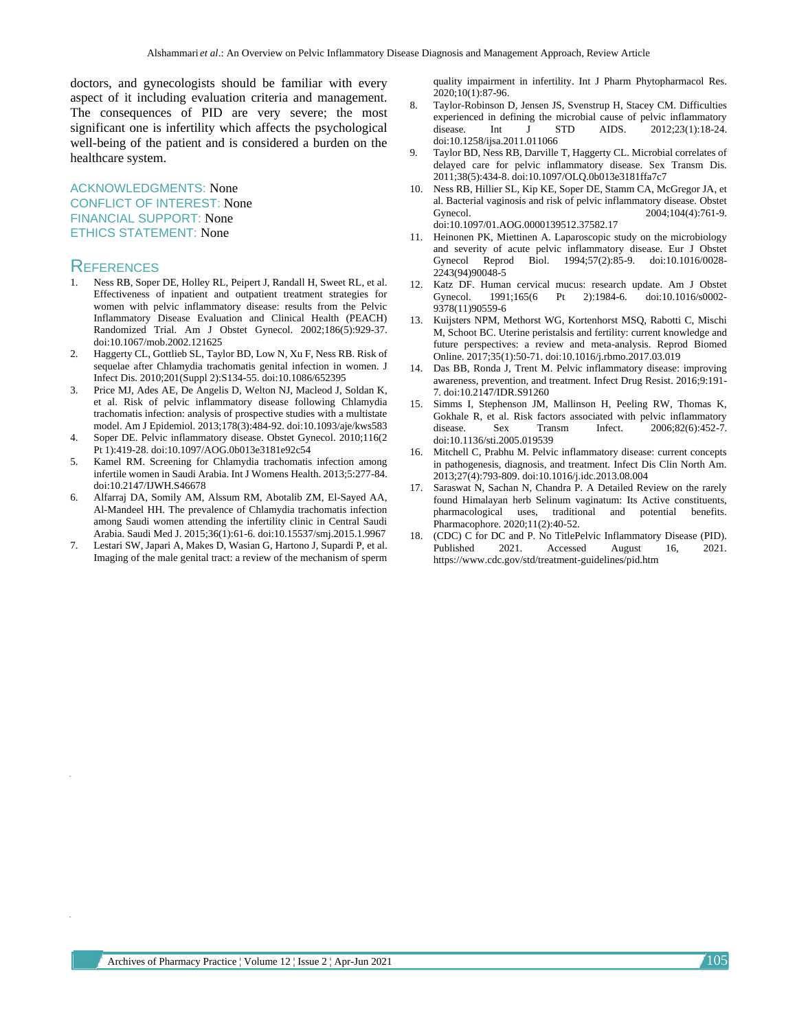doctors, and gynecologists should be familiar with every aspect of it including evaluation criteria and management. The consequences of PID are very severe; the most significant one is infertility which affects the psychological well-being of the patient and is considered a burden on the healthcare system.

ACKNOWLEDGMENTS: None
CONFLICT OF INTEREST: None
FINANCIAL SUPPORT: None
ETHICS STATEMENT: None

## References

1. Ness RB, Soper DE, Holley RL, Peipert J, Randall H, Sweet RL, et al. Effectiveness of inpatient and outpatient treatment strategies for women with pelvic inflammatory disease: results from the Pelvic Inflammatory Disease Evaluation and Clinical Health (PEACH) Randomized Trial. Am J Obstet Gynecol. 2002;186(5):929-37. doi:10.1067/mob.2002.121625
2. Haggerty CL, Gottlieb SL, Taylor BD, Low N, Xu F, Ness RB. Risk of sequelae after Chlamydia trachomatis genital infection in women. J Infect Dis. 2010;201(Suppl 2):S134-55. doi:10.1086/652395
3. Price MJ, Ades AE, De Angelis D, Welton NJ, Macleod J, Soldan K, et al. Risk of pelvic inflammatory disease following Chlamydia trachomatis infection: analysis of prospective studies with a multistate model. Am J Epidemiol. 2013;178(3):484-92. doi:10.1093/aje/kws583
4. Soper DE. Pelvic inflammatory disease. Obstet Gynecol. 2010;116(2 Pt 1):419-28. doi:10.1097/AOG.0b013e3181e92c54
5. Kamel RM. Screening for Chlamydia trachomatis infection among infertile women in Saudi Arabia. Int J Womens Health. 2013;5:277-84. doi:10.2147/IJWH.S46678
6. Alfarraj DA, Somily AM, Alssum RM, Abotalib ZM, El-Sayed AA, Al-Mandeel HH. The prevalence of Chlamydia trachomatis infection among Saudi women attending the infertility clinic in Central Saudi Arabia. Saudi Med J. 2015;36(1):61-6. doi:10.15537/smj.2015.1.9967
7. Lestari SW, Japari A, Makes D, Wasian G, Hartono J, Supardi P, et al. Imaging of the male genital tract: a review of the mechanism of sperm quality impairment in infertility. Int J Pharm Phytopharmacol Res. 2020;10(1):87-96.
8. Taylor-Robinson D, Jensen JS, Svenstrup H, Stacey CM. Difficulties experienced in defining the microbial cause of pelvic inflammatory disease. Int J STD AIDS. 2012;23(1):18-24. doi:10.1258/ijsa.2011.011066
9. Taylor BD, Ness RB, Darville T, Haggerty CL. Microbial correlates of delayed care for pelvic inflammatory disease. Sex Transm Dis. 2011;38(5):434-8. doi:10.1097/OLQ.0b013e3181ffa7c7
10. Ness RB, Hillier SL, Kip KE, Soper DE, Stamm CA, McGregor JA, et al. Bacterial vaginosis and risk of pelvic inflammatory disease. Obstet Gynecol. 2004;104(4):761-9. doi:10.1097/01.AOG.0000139512.37582.17
11. Heinonen PK, Miettinen A. Laparoscopic study on the microbiology and severity of acute pelvic inflammatory disease. Eur J Obstet Gynecol Reprod Biol. 1994;57(2):85-9. doi:10.1016/0028-2243(94)90048-5
12. Katz DF. Human cervical mucus: research update. Am J Obstet Gynecol. 1991;165(6 Pt 2):1984-6. doi:10.1016/s0002-9378(11)90559-6
13. Kuijsters NPM, Methorst WG, Kortenhorst MSQ, Rabotti C, Mischi M, Schoot BC. Uterine peristalsis and fertility: current knowledge and future perspectives: a review and meta-analysis. Reprod Biomed Online. 2017;35(1):50-71. doi:10.1016/j.rbmo.2017.03.019
14. Das BB, Ronda J, Trent M. Pelvic inflammatory disease: improving awareness, prevention, and treatment. Infect Drug Resist. 2016;9:191-7. doi:10.2147/IDR.S91260
15. Simms I, Stephenson JM, Mallinson H, Peeling RW, Thomas K, Gokhale R, et al. Risk factors associated with pelvic inflammatory disease. Sex Transm Infect. 2006;82(6):452-7. doi:10.1136/sti.2005.019539
16. Mitchell C, Prabhu M. Pelvic inflammatory disease: current concepts in pathogenesis, diagnosis, and treatment. Infect Dis Clin North Am. 2013;27(4):793-809. doi:10.1016/j.idc.2013.08.004
17. Saraswat N, Sachan N, Chandra P. A Detailed Review on the rarely found Himalayan herb Selinum vaginatum: Its Active constituents, pharmacological uses, traditional and potential benefits. Pharmacophore. 2020;11(2):40-52.
18. (CDC) C for DC and P. No TitlePelvic Inflammatory Disease (PID). Published 2021. Accessed August 16, 2021. https://www.cdc.gov/std/treatment-guidelines/pid.htm